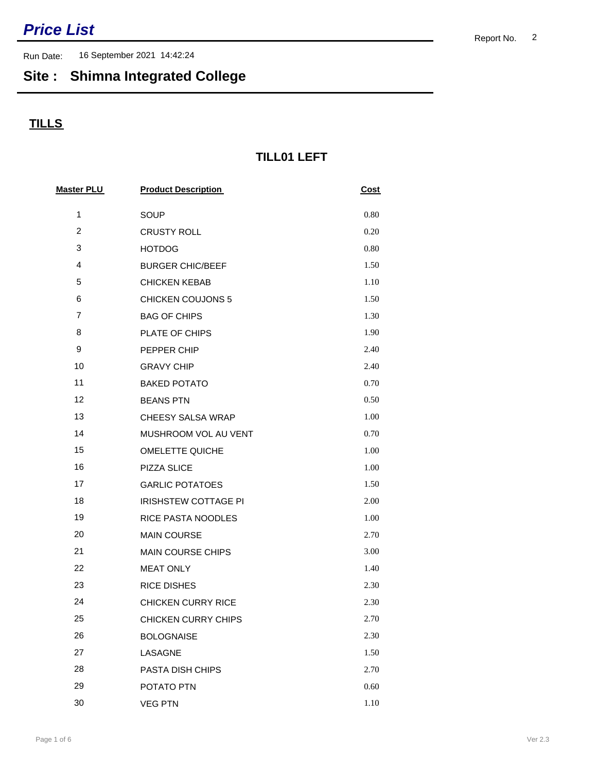# *Price List*

Report No. 2

Run Date: 16 September 2021 14:42:24

## Site : Shimna Integrated College

### TILLS

### TILL01 LEFT

| Master PLU | Product Description | Cost |
|---|---|---|
| 1 | SOUP | 0.80 |
| 2 | CRUSTY ROLL | 0.20 |
| 3 | HOTDOG | 0.80 |
| 4 | BURGER CHIC/BEEF | 1.50 |
| 5 | CHICKEN KEBAB | 1.10 |
| 6 | CHICKEN COUJONS 5 | 1.50 |
| 7 | BAG OF CHIPS | 1.30 |
| 8 | PLATE OF CHIPS | 1.90 |
| 9 | PEPPER CHIP | 2.40 |
| 10 | GRAVY CHIP | 2.40 |
| 11 | BAKED POTATO | 0.70 |
| 12 | BEANS PTN | 0.50 |
| 13 | CHEESY SALSA WRAP | 1.00 |
| 14 | MUSHROOM VOL AU VENT | 0.70 |
| 15 | OMELETTE QUICHE | 1.00 |
| 16 | PIZZA SLICE | 1.00 |
| 17 | GARLIC POTATOES | 1.50 |
| 18 | IRISHSTEW COTTAGE PI | 2.00 |
| 19 | RICE PASTA NOODLES | 1.00 |
| 20 | MAIN COURSE | 2.70 |
| 21 | MAIN COURSE CHIPS | 3.00 |
| 22 | MEAT ONLY | 1.40 |
| 23 | RICE DISHES | 2.30 |
| 24 | CHICKEN CURRY RICE | 2.30 |
| 25 | CHICKEN CURRY CHIPS | 2.70 |
| 26 | BOLOGNAISE | 2.30 |
| 27 | LASAGNE | 1.50 |
| 28 | PASTA DISH CHIPS | 2.70 |
| 29 | POTATO PTN | 0.60 |
| 30 | VEG PTN | 1.10 |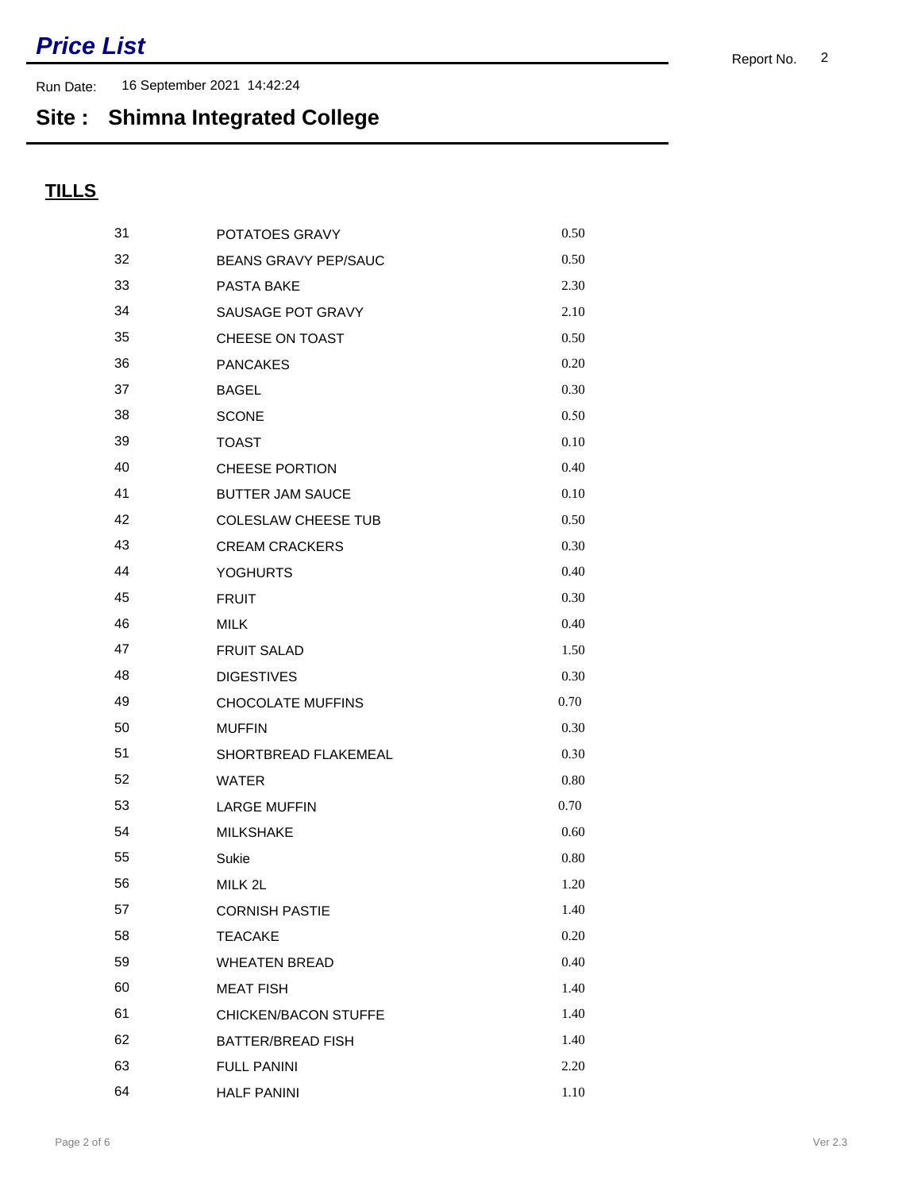# Price List

Report No. 2

Run Date: 16 September 2021 14:42:24

## Site : Shimna Integrated College

### TILLS

| | | |
|---|---|---|
| 31 | POTATOES GRAVY | 0.50 |
| 32 | BEANS GRAVY PEP/SAUC | 0.50 |
| 33 | PASTA BAKE | 2.30 |
| 34 | SAUSAGE POT GRAVY | 2.10 |
| 35 | CHEESE ON TOAST | 0.50 |
| 36 | PANCAKES | 0.20 |
| 37 | BAGEL | 0.30 |
| 38 | SCONE | 0.50 |
| 39 | TOAST | 0.10 |
| 40 | CHEESE PORTION | 0.40 |
| 41 | BUTTER JAM SAUCE | 0.10 |
| 42 | COLESLAW CHEESE TUB | 0.50 |
| 43 | CREAM CRACKERS | 0.30 |
| 44 | YOGHURTS | 0.40 |
| 45 | FRUIT | 0.30 |
| 46 | MILK | 0.40 |
| 47 | FRUIT SALAD | 1.50 |
| 48 | DIGESTIVES | 0.30 |
| 49 | CHOCOLATE MUFFINS | 0.70 |
| 50 | MUFFIN | 0.30 |
| 51 | SHORTBREAD FLAKEMEAL | 0.30 |
| 52 | WATER | 0.80 |
| 53 | LARGE MUFFIN | 0.70 |
| 54 | MILKSHAKE | 0.60 |
| 55 | Sukie | 0.80 |
| 56 | MILK 2L | 1.20 |
| 57 | CORNISH PASTIE | 1.40 |
| 58 | TEACAKE | 0.20 |
| 59 | WHEATEN BREAD | 0.40 |
| 60 | MEAT FISH | 1.40 |
| 61 | CHICKEN/BACON STUFFE | 1.40 |
| 62 | BATTER/BREAD FISH | 1.40 |
| 63 | FULL PANINI | 2.20 |
| 64 | HALF PANINI | 1.10 |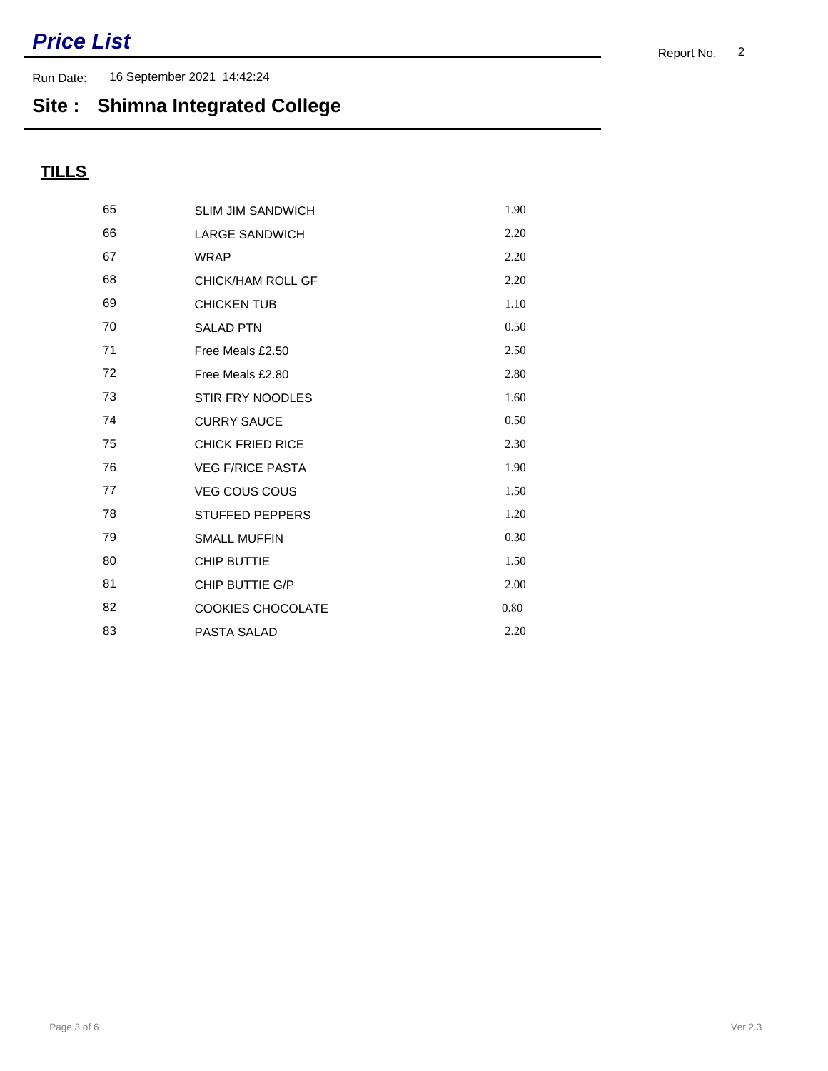# *Price List*

Report No. 2

Run Date: 16 September 2021 14:42:24

## Site : Shimna Integrated College

### TILLS

| | | |
|---|---|---|
| 65 | SLIM JIM SANDWICH | 1.90 |
| 66 | LARGE SANDWICH | 2.20 |
| 67 | WRAP | 2.20 |
| 68 | CHICK/HAM ROLL GF | 2.20 |
| 69 | CHICKEN TUB | 1.10 |
| 70 | SALAD PTN | 0.50 |
| 71 | Free Meals £2.50 | 2.50 |
| 72 | Free Meals £2.80 | 2.80 |
| 73 | STIR FRY NOODLES | 1.60 |
| 74 | CURRY SAUCE | 0.50 |
| 75 | CHICK FRIED RICE | 2.30 |
| 76 | VEG F/RICE PASTA | 1.90 |
| 77 | VEG COUS COUS | 1.50 |
| 78 | STUFFED PEPPERS | 1.20 |
| 79 | SMALL MUFFIN | 0.30 |
| 80 | CHIP BUTTIE | 1.50 |
| 81 | CHIP BUTTIE G/P | 2.00 |
| 82 | COOKIES CHOCOLATE | 0.80 |
| 83 | PASTA SALAD | 2.20 |

Ver 2.3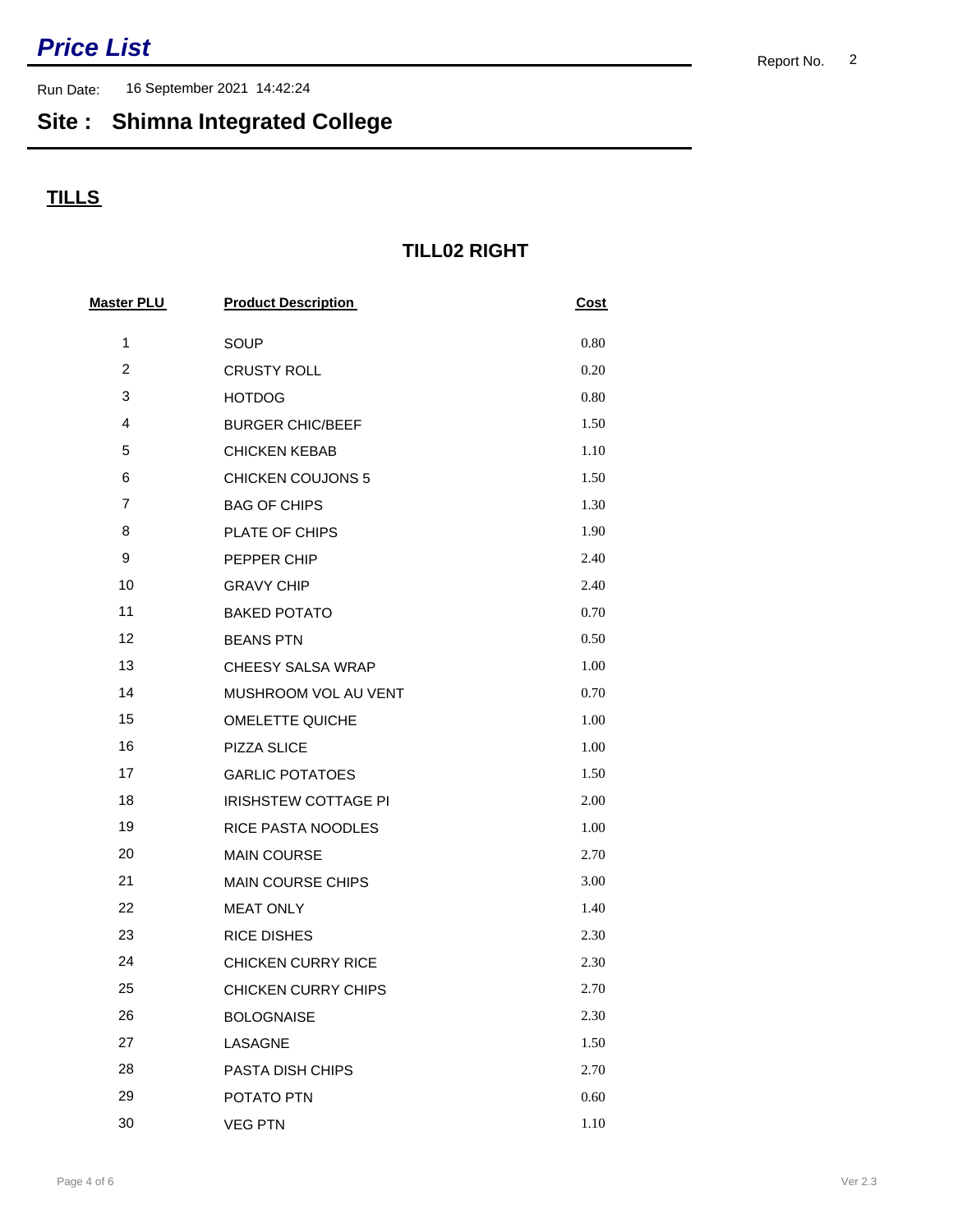# *Price List*

Report No. 2

Run Date: 16 September 2021 14:42:24

## Site : Shimna Integrated College

### TILLS

### TILL02 RIGHT

| Master PLU | Product Description | Cost |
|---|---|---|
| 1 | SOUP | 0.80 |
| 2 | CRUSTY ROLL | 0.20 |
| 3 | HOTDOG | 0.80 |
| 4 | BURGER CHIC/BEEF | 1.50 |
| 5 | CHICKEN KEBAB | 1.10 |
| 6 | CHICKEN COUJONS 5 | 1.50 |
| 7 | BAG OF CHIPS | 1.30 |
| 8 | PLATE OF CHIPS | 1.90 |
| 9 | PEPPER CHIP | 2.40 |
| 10 | GRAVY CHIP | 2.40 |
| 11 | BAKED POTATO | 0.70 |
| 12 | BEANS PTN | 0.50 |
| 13 | CHEESY SALSA WRAP | 1.00 |
| 14 | MUSHROOM VOL AU VENT | 0.70 |
| 15 | OMELETTE QUICHE | 1.00 |
| 16 | PIZZA SLICE | 1.00 |
| 17 | GARLIC POTATOES | 1.50 |
| 18 | IRISHSTEW COTTAGE PI | 2.00 |
| 19 | RICE PASTA NOODLES | 1.00 |
| 20 | MAIN COURSE | 2.70 |
| 21 | MAIN COURSE CHIPS | 3.00 |
| 22 | MEAT ONLY | 1.40 |
| 23 | RICE DISHES | 2.30 |
| 24 | CHICKEN CURRY RICE | 2.30 |
| 25 | CHICKEN CURRY CHIPS | 2.70 |
| 26 | BOLOGNAISE | 2.30 |
| 27 | LASAGNE | 1.50 |
| 28 | PASTA DISH CHIPS | 2.70 |
| 29 | POTATO PTN | 0.60 |
| 30 | VEG PTN | 1.10 |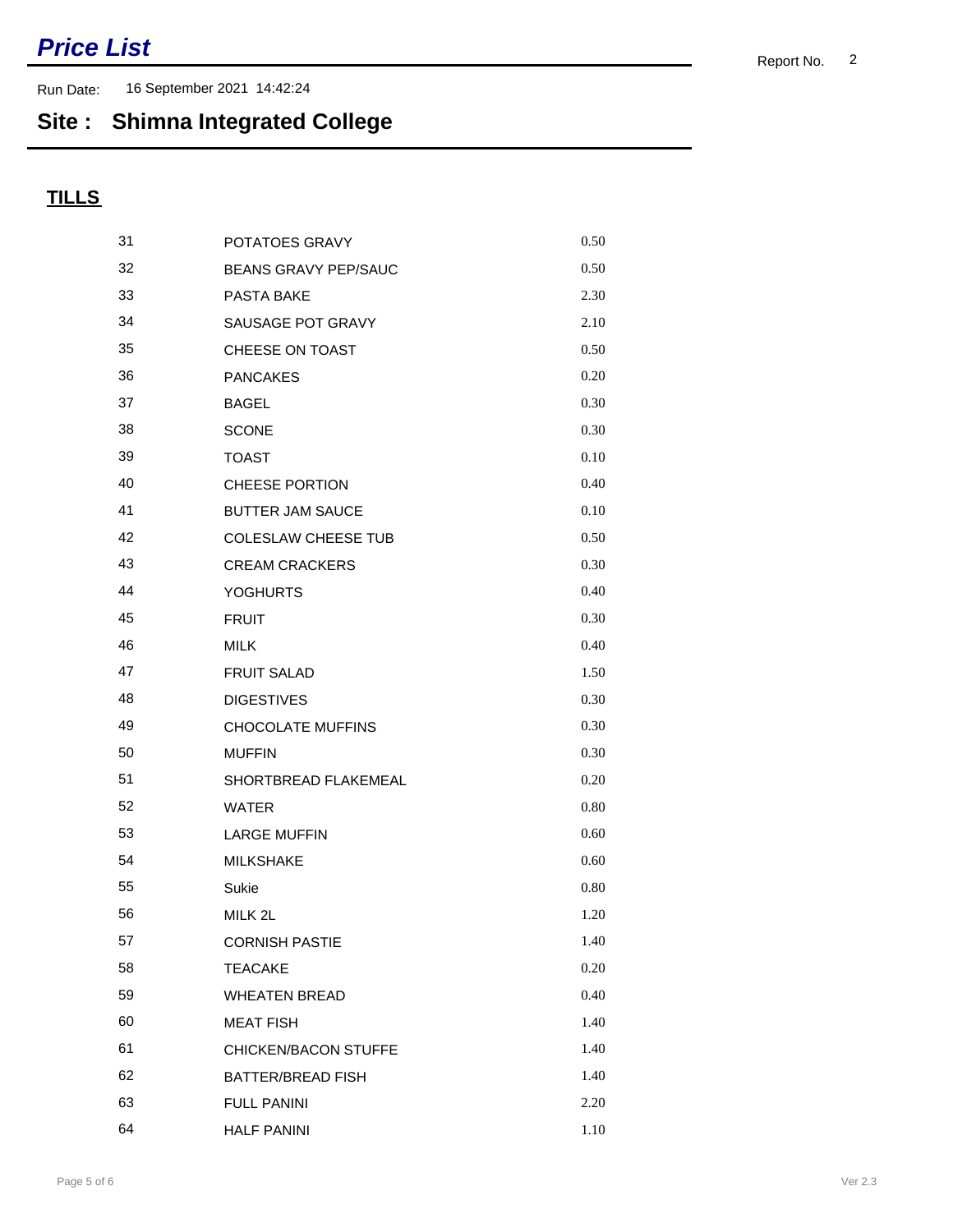# *Price List*

Report No. 2

Run Date: 16 September 2021 14:42:24

## Site : Shimna Integrated College

### TILLS

| | | |
|---|---|---|
| 31 | POTATOES GRAVY | 0.50 |
| 32 | BEANS GRAVY PEP/SAUC | 0.50 |
| 33 | PASTA BAKE | 2.30 |
| 34 | SAUSAGE POT GRAVY | 2.10 |
| 35 | CHEESE ON TOAST | 0.50 |
| 36 | PANCAKES | 0.20 |
| 37 | BAGEL | 0.30 |
| 38 | SCONE | 0.30 |
| 39 | TOAST | 0.10 |
| 40 | CHEESE PORTION | 0.40 |
| 41 | BUTTER JAM SAUCE | 0.10 |
| 42 | COLESLAW CHEESE TUB | 0.50 |
| 43 | CREAM CRACKERS | 0.30 |
| 44 | YOGHURTS | 0.40 |
| 45 | FRUIT | 0.30 |
| 46 | MILK | 0.40 |
| 47 | FRUIT SALAD | 1.50 |
| 48 | DIGESTIVES | 0.30 |
| 49 | CHOCOLATE MUFFINS | 0.30 |
| 50 | MUFFIN | 0.30 |
| 51 | SHORTBREAD FLAKEMEAL | 0.20 |
| 52 | WATER | 0.80 |
| 53 | LARGE MUFFIN | 0.60 |
| 54 | MILKSHAKE | 0.60 |
| 55 | Sukie | 0.80 |
| 56 | MILK 2L | 1.20 |
| 57 | CORNISH PASTIE | 1.40 |
| 58 | TEACAKE | 0.20 |
| 59 | WHEATEN BREAD | 0.40 |
| 60 | MEAT FISH | 1.40 |
| 61 | CHICKEN/BACON STUFFE | 1.40 |
| 62 | BATTER/BREAD FISH | 1.40 |
| 63 | FULL PANINI | 2.20 |
| 64 | HALF PANINI | 1.10 |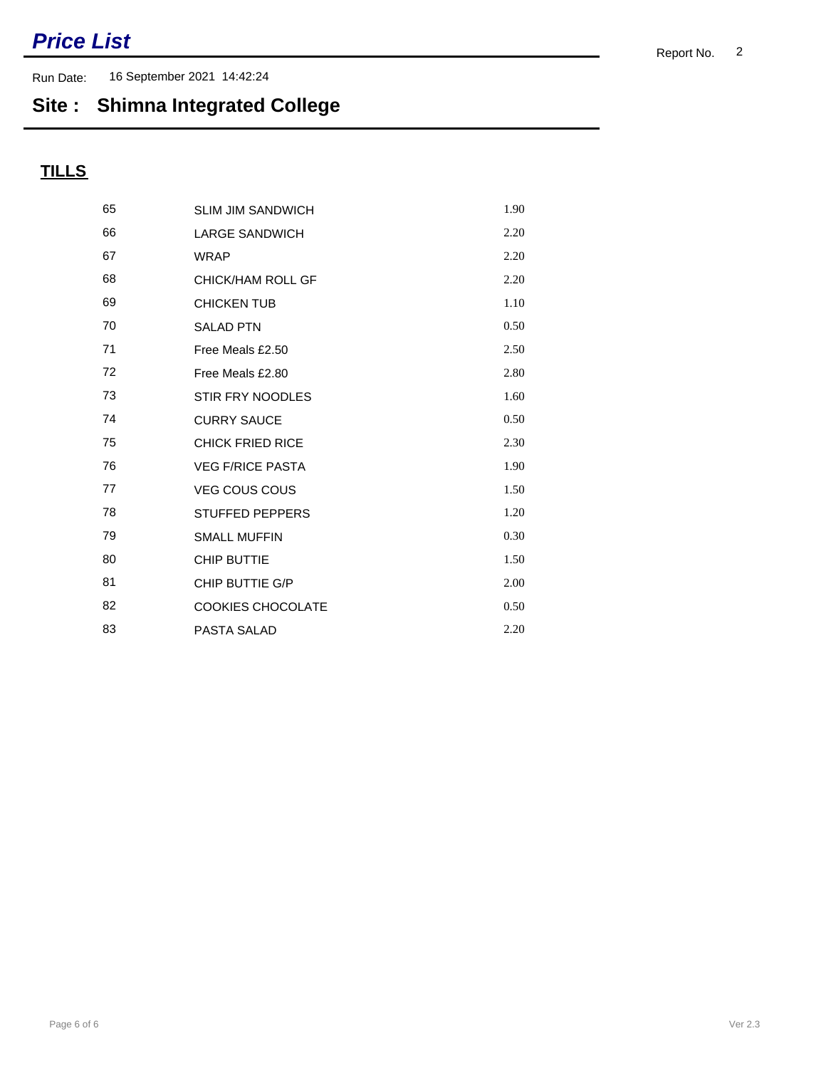# *Price List*

Report No. 2

Run Date: 16 September 2021 14:42:24

## Site : Shimna Integrated College

### TILLS

| | | |
|---|---|---|
| 65 | SLIM JIM SANDWICH | 1.90 |
| 66 | LARGE SANDWICH | 2.20 |
| 67 | WRAP | 2.20 |
| 68 | CHICK/HAM ROLL GF | 2.20 |
| 69 | CHICKEN TUB | 1.10 |
| 70 | SALAD PTN | 0.50 |
| 71 | Free Meals £2.50 | 2.50 |
| 72 | Free Meals £2.80 | 2.80 |
| 73 | STIR FRY NOODLES | 1.60 |
| 74 | CURRY SAUCE | 0.50 |
| 75 | CHICK FRIED RICE | 2.30 |
| 76 | VEG F/RICE PASTA | 1.90 |
| 77 | VEG COUS COUS | 1.50 |
| 78 | STUFFED PEPPERS | 1.20 |
| 79 | SMALL MUFFIN | 0.30 |
| 80 | CHIP BUTTIE | 1.50 |
| 81 | CHIP BUTTIE G/P | 2.00 |
| 82 | COOKIES CHOCOLATE | 0.50 |
| 83 | PASTA SALAD | 2.20 |

Ver 2.3